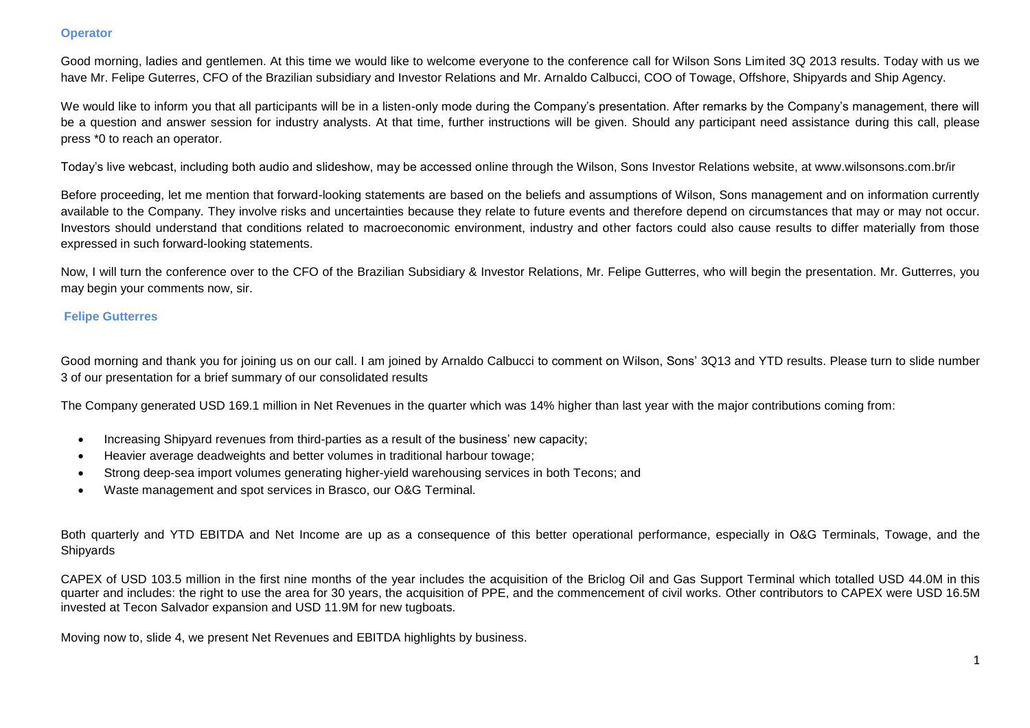**Operator**

Good morning, ladies and gentlemen. At this time we would like to welcome everyone to the conference call for Wilson Sons Limited 3Q 2013 results. Today with us we have Mr. Felipe Guterres, CFO of the Brazilian subsidiary and Investor Relations and Mr. Arnaldo Calbucci, COO of Towage, Offshore, Shipyards and Ship Agency.

We would like to inform you that all participants will be in a listen-only mode during the Company's presentation. After remarks by the Company's management, there will be a question and answer session for industry analysts. At that time, further instructions will be given. Should any participant need assistance during this call, please press *0 to reach an operator.

Today's live webcast, including both audio and slideshow, may be accessed online through the Wilson, Sons Investor Relations website, at www.wilsonsons.com.br/ir

Before proceeding, let me mention that forward-looking statements are based on the beliefs and assumptions of Wilson, Sons management and on information currently available to the Company. They involve risks and uncertainties because they relate to future events and therefore depend on circumstances that may or may not occur. Investors should understand that conditions related to macroeconomic environment, industry and other factors could also cause results to differ materially from those expressed in such forward-looking statements.

Now, I will turn the conference over to the CFO of the Brazilian Subsidiary & Investor Relations, Mr. Felipe Gutterres, who will begin the presentation. Mr. Gutterres, you may begin your comments now, sir.

**Felipe Gutterres**

Good morning and thank you for joining us on our call. I am joined by Arnaldo Calbucci to comment on Wilson, Sons' 3Q13 and YTD results. Please turn to slide number 3 of our presentation for a brief summary of our consolidated results

The Company generated USD 169.1 million in Net Revenues in the quarter which was 14% higher than last year with the major contributions coming from:

- Increasing Shipyard revenues from third-parties as a result of the business' new capacity;
- Heavier average deadweights and better volumes in traditional harbour towage;
- Strong deep-sea import volumes generating higher-yield warehousing services in both Tecons; and
- Waste management and spot services in Brasco, our O&G Terminal.

Both quarterly and YTD EBITDA and Net Income are up as a consequence of this better operational performance, especially in O&G Terminals, Towage, and the Shipyards

CAPEX of USD 103.5 million in the first nine months of the year includes the acquisition of the Briclog Oil and Gas Support Terminal which totalled USD 44.0M in this quarter and includes: the right to use the area for 30 years, the acquisition of PPE, and the commencement of civil works. Other contributors to CAPEX were USD 16.5M invested at Tecon Salvador expansion and USD 11.9M for new tugboats.

Moving now to, slide 4, we present Net Revenues and EBITDA highlights by business.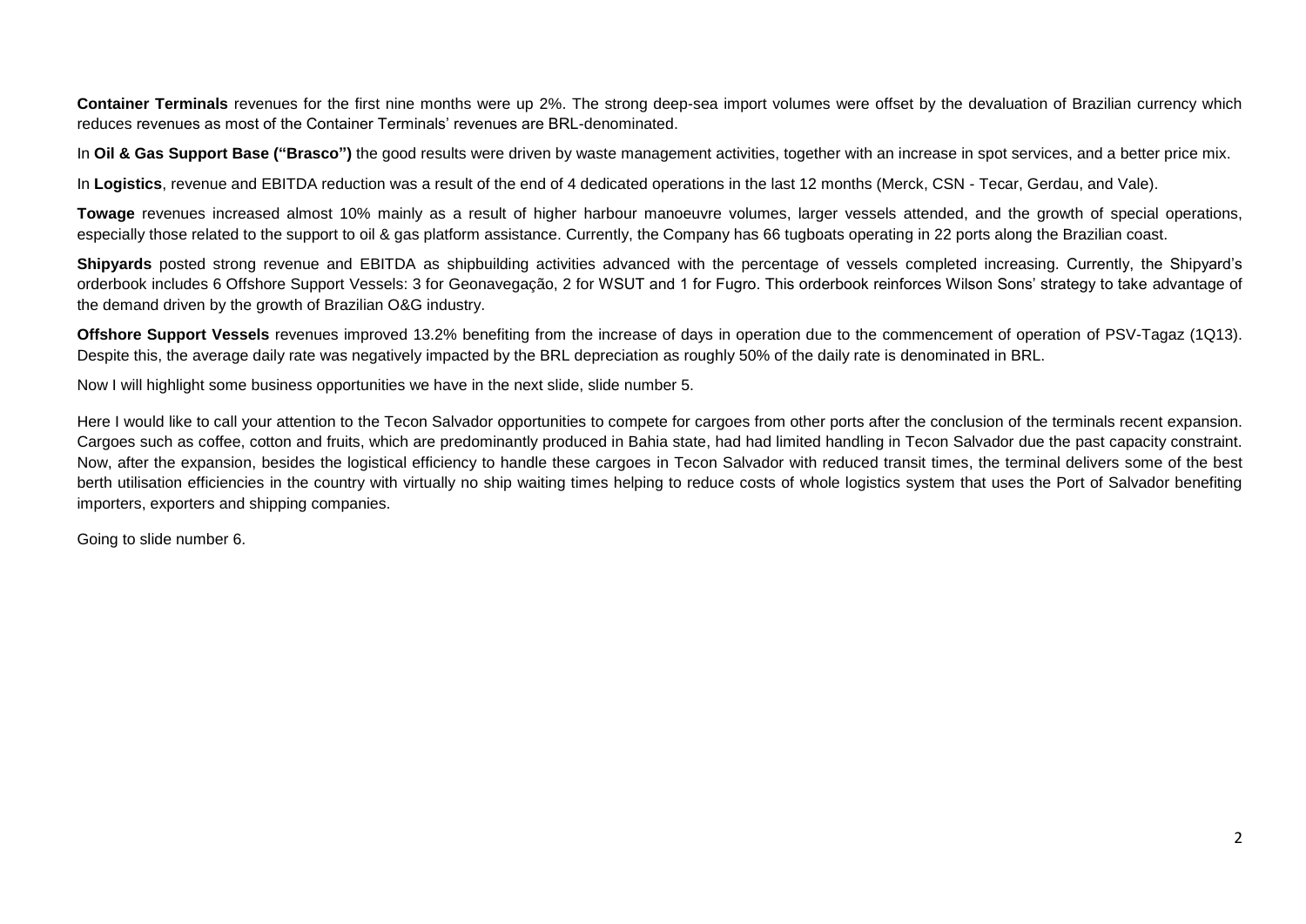**Container Terminals** revenues for the first nine months were up 2%. The strong deep-sea import volumes were offset by the devaluation of Brazilian currency which reduces revenues as most of the Container Terminals' revenues are BRL-denominated.

In **Oil & Gas Support Base ("Brasco")** the good results were driven by waste management activities, together with an increase in spot services, and a better price mix.

In **Logistics**, revenue and EBITDA reduction was a result of the end of 4 dedicated operations in the last 12 months (Merck, CSN - Tecar, Gerdau, and Vale).

**Towage** revenues increased almost 10% mainly as a result of higher harbour manoeuvre volumes, larger vessels attended, and the growth of special operations, especially those related to the support to oil & gas platform assistance. Currently, the Company has 66 tugboats operating in 22 ports along the Brazilian coast.

**Shipyards** posted strong revenue and EBITDA as shipbuilding activities advanced with the percentage of vessels completed increasing. Currently, the Shipyard's orderbook includes 6 Offshore Support Vessels: 3 for Geonavegação, 2 for WSUT and 1 for Fugro. This orderbook reinforces Wilson Sons' strategy to take advantage of the demand driven by the growth of Brazilian O&G industry.

**Offshore Support Vessels** revenues improved 13.2% benefiting from the increase of days in operation due to the commencement of operation of PSV-Tagaz (1Q13). Despite this, the average daily rate was negatively impacted by the BRL depreciation as roughly 50% of the daily rate is denominated in BRL.

Now I will highlight some business opportunities we have in the next slide, slide number 5.

Here I would like to call your attention to the Tecon Salvador opportunities to compete for cargoes from other ports after the conclusion of the terminals recent expansion. Cargoes such as coffee, cotton and fruits, which are predominantly produced in Bahia state, had had limited handling in Tecon Salvador due the past capacity constraint. Now, after the expansion, besides the logistical efficiency to handle these cargoes in Tecon Salvador with reduced transit times, the terminal delivers some of the best berth utilisation efficiencies in the country with virtually no ship waiting times helping to reduce costs of whole logistics system that uses the Port of Salvador benefiting importers, exporters and shipping companies.

Going to slide number 6.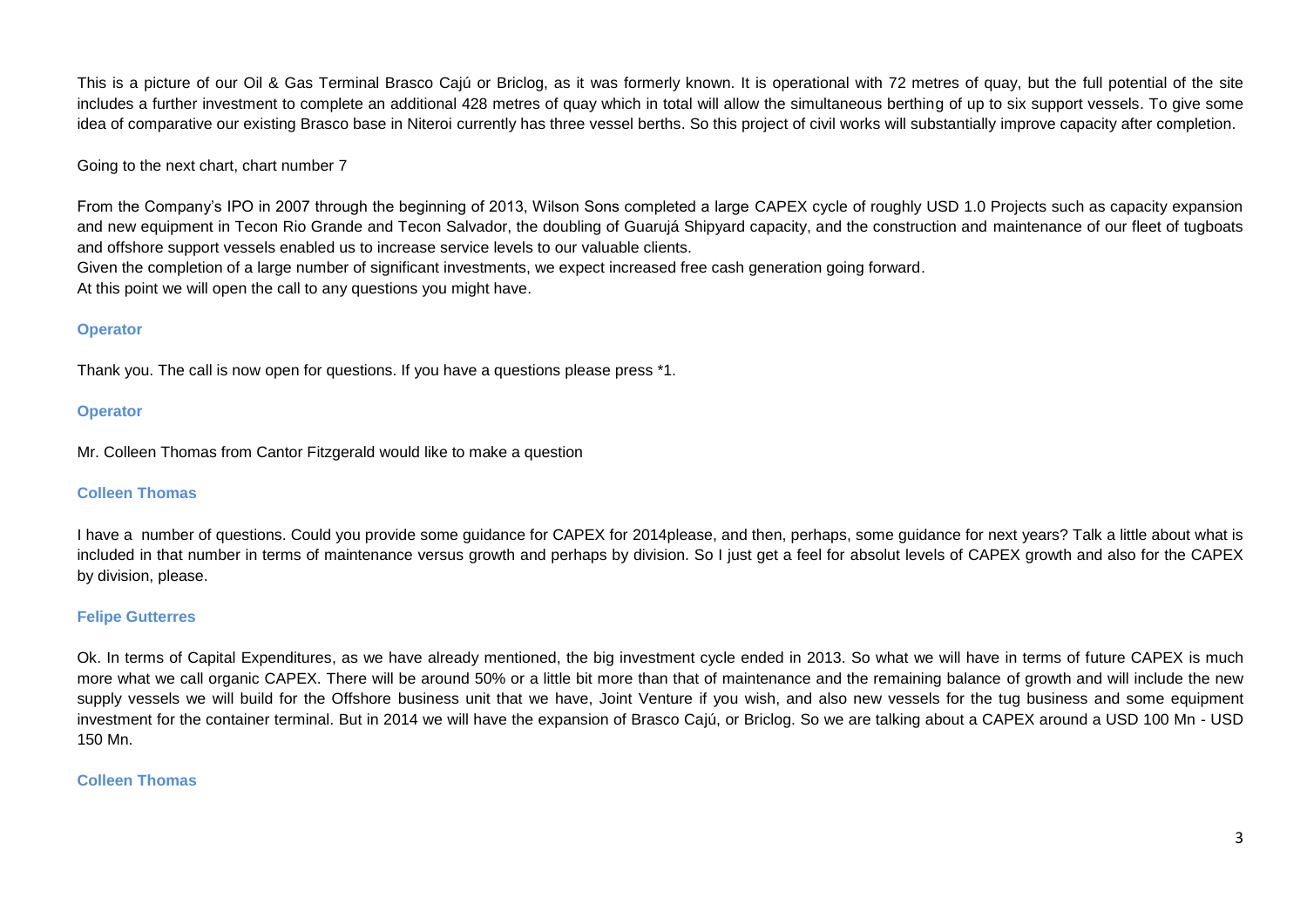This is a picture of our Oil & Gas Terminal Brasco Cajú or Briclog, as it was formerly known. It is operational with 72 metres of quay, but the full potential of the site includes a further investment to complete an additional 428 metres of quay which in total will allow the simultaneous berthing of up to six support vessels. To give some idea of comparative our existing Brasco base in Niteroi currently has three vessel berths. So this project of civil works will substantially improve capacity after completion.

Going to the next chart, chart number 7

From the Company's IPO in 2007 through the beginning of 2013, Wilson Sons completed a large CAPEX cycle of roughly USD 1.0 Projects such as capacity expansion and new equipment in Tecon Rio Grande and Tecon Salvador, the doubling of Guarujá Shipyard capacity, and the construction and maintenance of our fleet of tugboats and offshore support vessels enabled us to increase service levels to our valuable clients.
Given the completion of a large number of significant investments, we expect increased free cash generation going forward.
At this point we will open the call to any questions you might have.

**Operator**

Thank you. The call is now open for questions. If you have a questions please press *1.

**Operator**

Mr. Colleen Thomas from Cantor Fitzgerald would like to make a question

**Colleen Thomas**

I have a number of questions. Could you provide some guidance for CAPEX for 2014please, and then, perhaps, some guidance for next years? Talk a little about what is included in that number in terms of maintenance versus growth and perhaps by division. So I just get a feel for absolut levels of CAPEX growth and also for the CAPEX by division, please.

**Felipe Gutterres**

Ok. In terms of Capital Expenditures, as we have already mentioned, the big investment cycle ended in 2013. So what we will have in terms of future CAPEX is much more what we call organic CAPEX. There will be around 50% or a little bit more than that of maintenance and the remaining balance of growth and will include the new supply vessels we will build for the Offshore business unit that we have, Joint Venture if you wish, and also new vessels for the tug business and some equipment investment for the container terminal. But in 2014 we will have the expansion of Brasco Cajú, or Briclog. So we are talking about a CAPEX around a USD 100 Mn - USD 150 Mn.

**Colleen Thomas**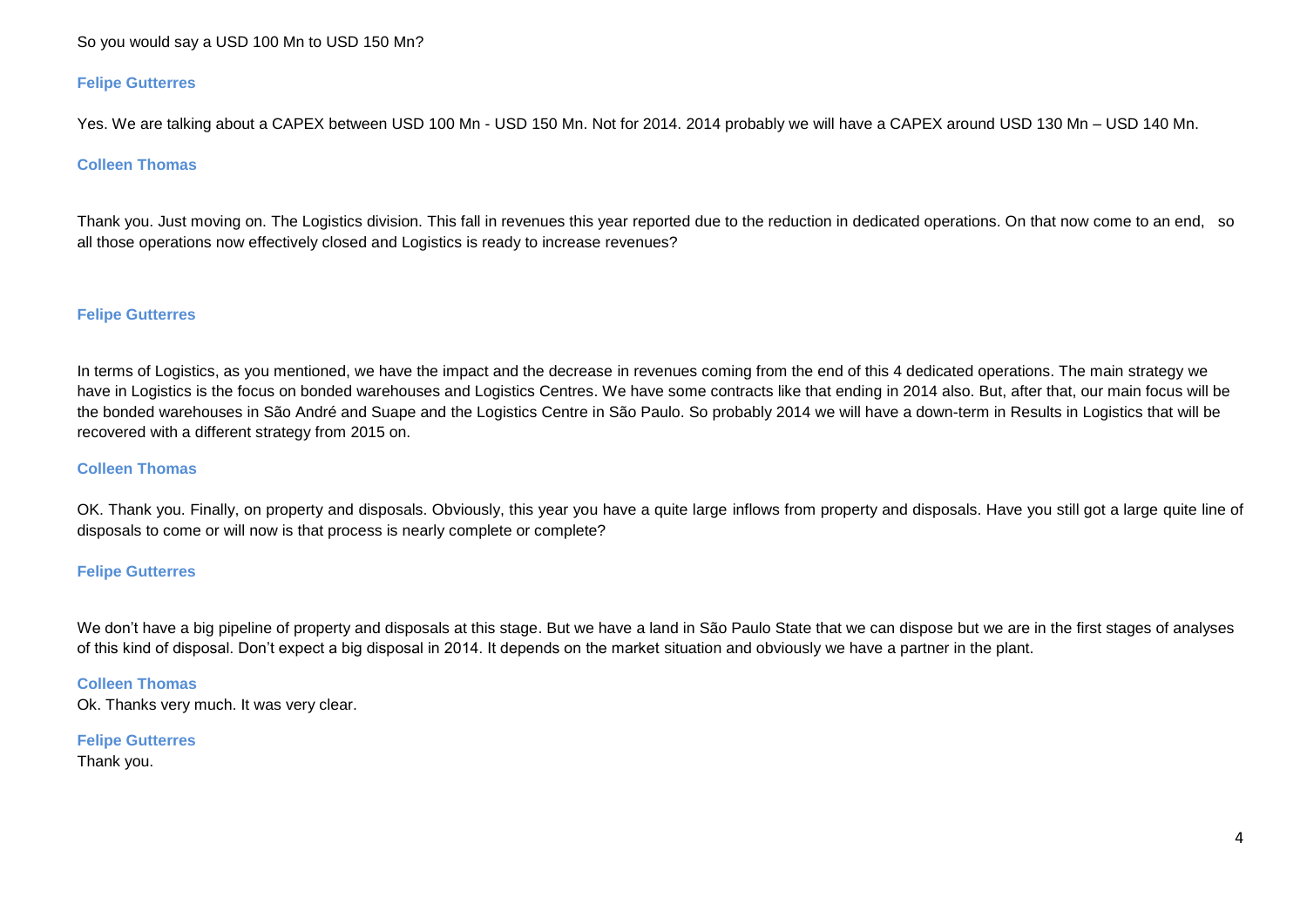So you would say a USD 100 Mn to USD 150 Mn?

**Felipe Gutterres**

Yes. We are talking about a CAPEX between USD 100 Mn - USD 150 Mn. Not for 2014. 2014 probably we will have a CAPEX around USD 130 Mn – USD 140 Mn.

**Colleen Thomas**

Thank you. Just moving on. The Logistics division. This fall in revenues this year reported due to the reduction in dedicated operations. On that now come to an end, so all those operations now effectively closed and Logistics is ready to increase revenues?

**Felipe Gutterres**

In terms of Logistics, as you mentioned, we have the impact and the decrease in revenues coming from the end of this 4 dedicated operations. The main strategy we have in Logistics is the focus on bonded warehouses and Logistics Centres. We have some contracts like that ending in 2014 also. But, after that, our main focus will be the bonded warehouses in São André and Suape and the Logistics Centre in São Paulo. So probably 2014 we will have a down-term in Results in Logistics that will be recovered with a different strategy from 2015 on.

**Colleen Thomas**

OK. Thank you. Finally, on property and disposals. Obviously, this year you have a quite large inflows from property and disposals. Have you still got a large quite line of disposals to come or will now is that process is nearly complete or complete?

**Felipe Gutterres**

We don't have a big pipeline of property and disposals at this stage. But we have a land in São Paulo State that we can dispose but we are in the first stages of analyses of this kind of disposal. Don't expect a big disposal in 2014. It depends on the market situation and obviously we have a partner in the plant.

**Colleen Thomas**

Ok. Thanks very much. It was very clear.

**Felipe Gutterres**

Thank you.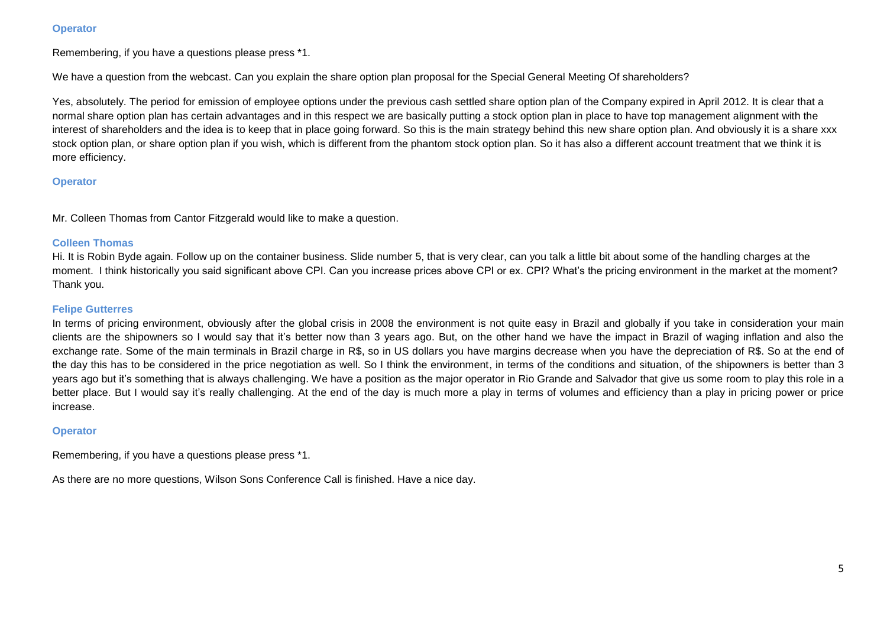**Operator**

Remembering, if you have a questions please press *1.

We have a question from the webcast. Can you explain the share option plan proposal for the Special General Meeting Of shareholders?

Yes, absolutely. The period for emission of employee options under the previous cash settled share option plan of the Company expired in April 2012. It is clear that a normal share option plan has certain advantages and in this respect we are basically putting a stock option plan in place to have top management alignment with the interest of shareholders and the idea is to keep that in place going forward. So this is the main strategy behind this new share option plan. And obviously it is a share xxx stock option plan, or share option plan if you wish, which is different from the phantom stock option plan. So it has also a different account treatment that we think it is more efficiency.

**Operator**

Mr. Colleen Thomas from Cantor Fitzgerald would like to make a question.

**Colleen Thomas**

Hi. It is Robin Byde again. Follow up on the container business. Slide number 5, that is very clear, can you talk a little bit about some of the handling charges at the moment. I think historically you said significant above CPI. Can you increase prices above CPI or ex. CPI? What's the pricing environment in the market at the moment? Thank you.

**Felipe Gutterres**

In terms of pricing environment, obviously after the global crisis in 2008 the environment is not quite easy in Brazil and globally if you take in consideration your main clients are the shipowners so I would say that it's better now than 3 years ago. But, on the other hand we have the impact in Brazil of waging inflation and also the exchange rate. Some of the main terminals in Brazil charge in R$, so in US dollars you have margins decrease when you have the depreciation of R$. So at the end of the day this has to be considered in the price negotiation as well. So I think the environment, in terms of the conditions and situation, of the shipowners is better than 3 years ago but it's something that is always challenging. We have a position as the major operator in Rio Grande and Salvador that give us some room to play this role in a better place. But I would say it's really challenging. At the end of the day is much more a play in terms of volumes and efficiency than a play in pricing power or price increase.

**Operator**

Remembering, if you have a questions please press *1.

As there are no more questions, Wilson Sons Conference Call is finished. Have a nice day.